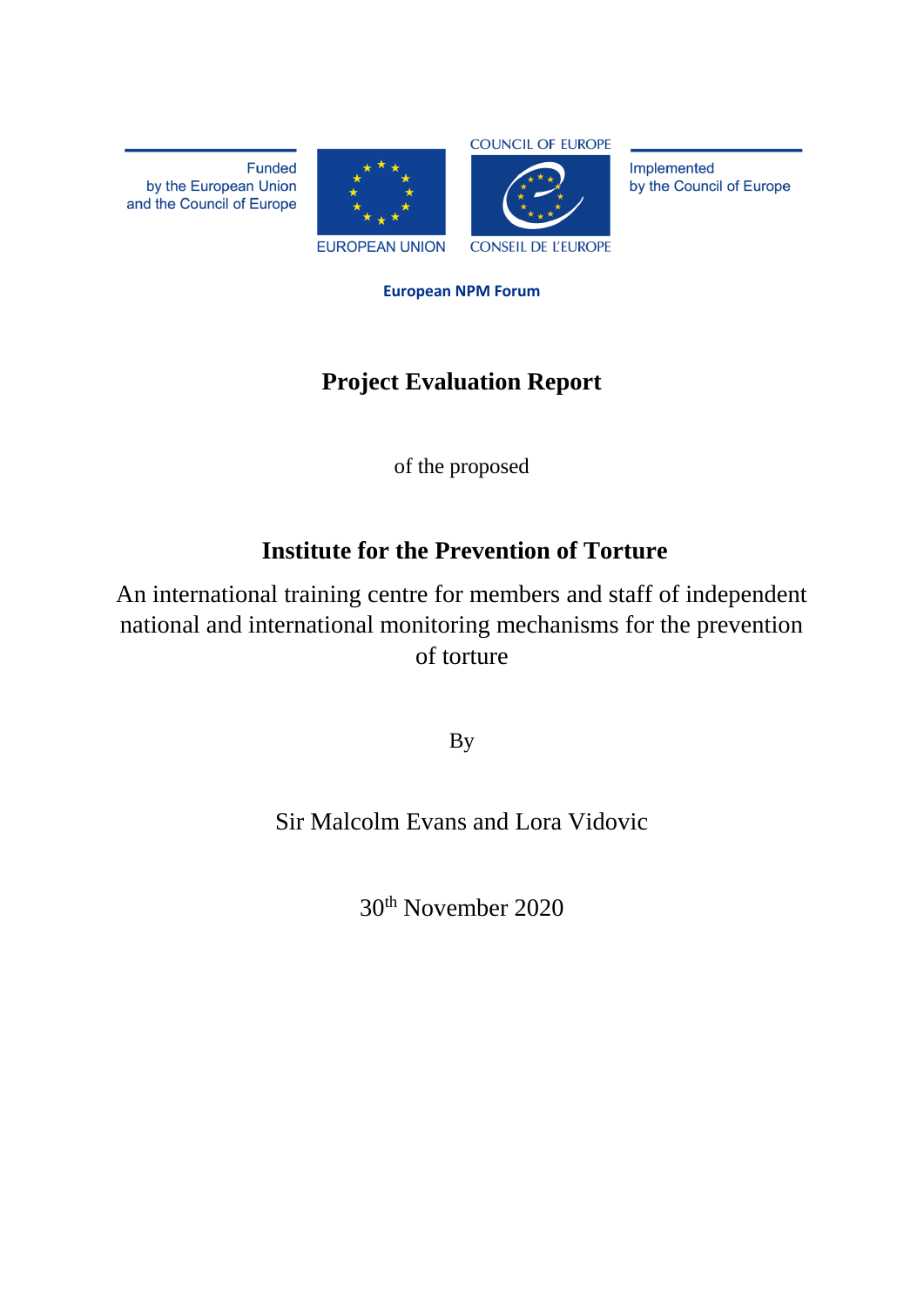Funded
by the European Union
and the Council of Europe

EUROPEAN UNION

COUNCIL OF EUROPE

CONSEIL DE L'EUROPE

Implemented
by the Council of Europe

**European NPM Forum**

# Project Evaluation Report

of the proposed

## Institute for the Prevention of Torture

An international training centre for members and staff of independent national and international monitoring mechanisms for the prevention of torture

By

Sir Malcolm Evans and Lora Vidovic

30th November 2020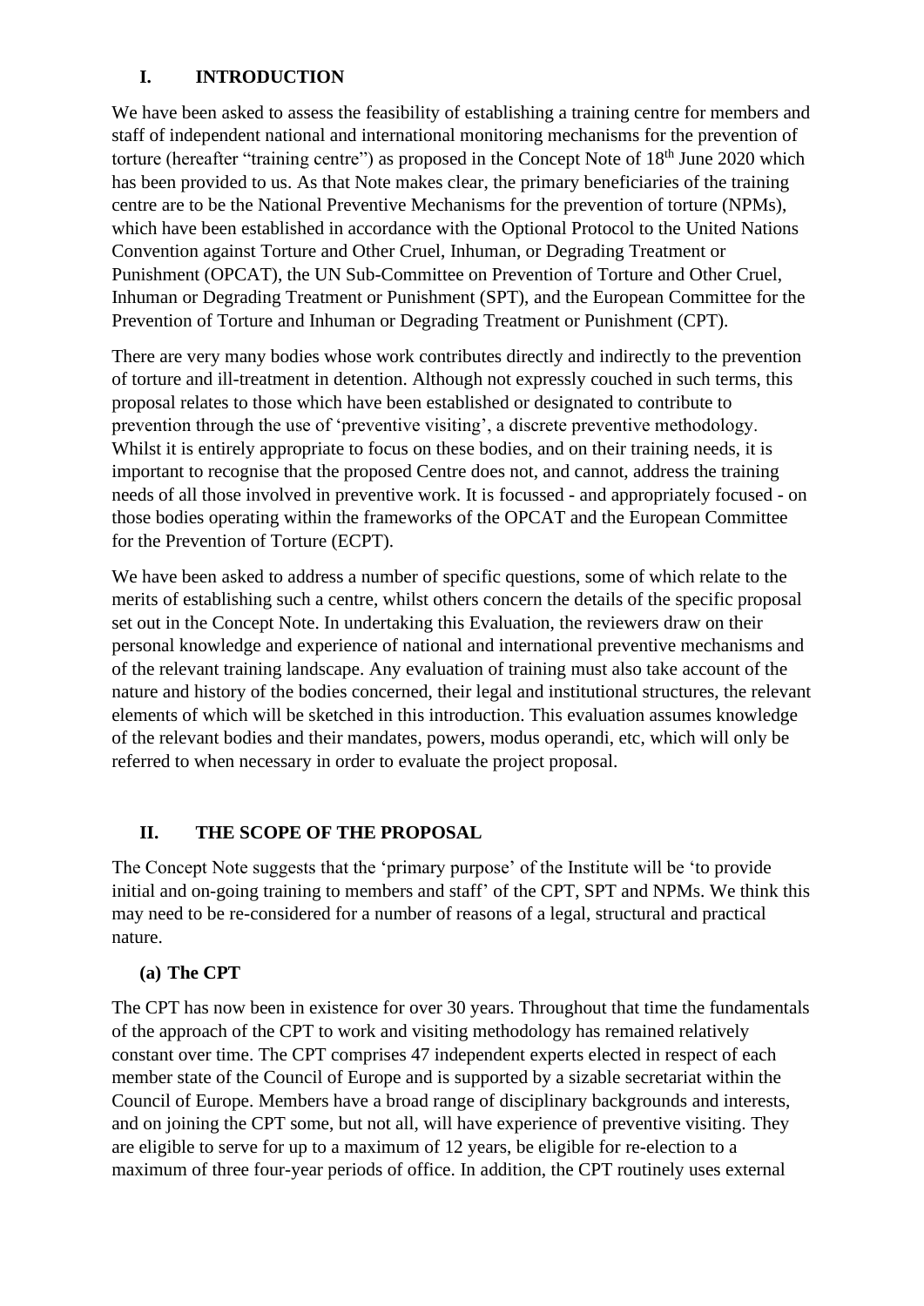## I. INTRODUCTION

We have been asked to assess the feasibility of establishing a training centre for members and staff of independent national and international monitoring mechanisms for the prevention of torture (hereafter "training centre") as proposed in the Concept Note of 18th June 2020 which has been provided to us. As that Note makes clear, the primary beneficiaries of the training centre are to be the National Preventive Mechanisms for the prevention of torture (NPMs), which have been established in accordance with the Optional Protocol to the United Nations Convention against Torture and Other Cruel, Inhuman, or Degrading Treatment or Punishment (OPCAT), the UN Sub-Committee on Prevention of Torture and Other Cruel, Inhuman or Degrading Treatment or Punishment (SPT), and the European Committee for the Prevention of Torture and Inhuman or Degrading Treatment or Punishment (CPT).

There are very many bodies whose work contributes directly and indirectly to the prevention of torture and ill-treatment in detention. Although not expressly couched in such terms, this proposal relates to those which have been established or designated to contribute to prevention through the use of 'preventive visiting', a discrete preventive methodology. Whilst it is entirely appropriate to focus on these bodies, and on their training needs, it is important to recognise that the proposed Centre does not, and cannot, address the training needs of all those involved in preventive work. It is focussed - and appropriately focused - on those bodies operating within the frameworks of the OPCAT and the European Committee for the Prevention of Torture (ECPT).

We have been asked to address a number of specific questions, some of which relate to the merits of establishing such a centre, whilst others concern the details of the specific proposal set out in the Concept Note. In undertaking this Evaluation, the reviewers draw on their personal knowledge and experience of national and international preventive mechanisms and of the relevant training landscape. Any evaluation of training must also take account of the nature and history of the bodies concerned, their legal and institutional structures, the relevant elements of which will be sketched in this introduction. This evaluation assumes knowledge of the relevant bodies and their mandates, powers, modus operandi, etc, which will only be referred to when necessary in order to evaluate the project proposal.

## II. THE SCOPE OF THE PROPOSAL

The Concept Note suggests that the 'primary purpose' of the Institute will be 'to provide initial and on-going training to members and staff' of the CPT, SPT and NPMs. We think this may need to be re-considered for a number of reasons of a legal, structural and practical nature.

### (a) The CPT

The CPT has now been in existence for over 30 years. Throughout that time the fundamentals of the approach of the CPT to work and visiting methodology has remained relatively constant over time. The CPT comprises 47 independent experts elected in respect of each member state of the Council of Europe and is supported by a sizable secretariat within the Council of Europe. Members have a broad range of disciplinary backgrounds and interests, and on joining the CPT some, but not all, will have experience of preventive visiting. They are eligible to serve for up to a maximum of 12 years, be eligible for re-election to a maximum of three four-year periods of office. In addition, the CPT routinely uses external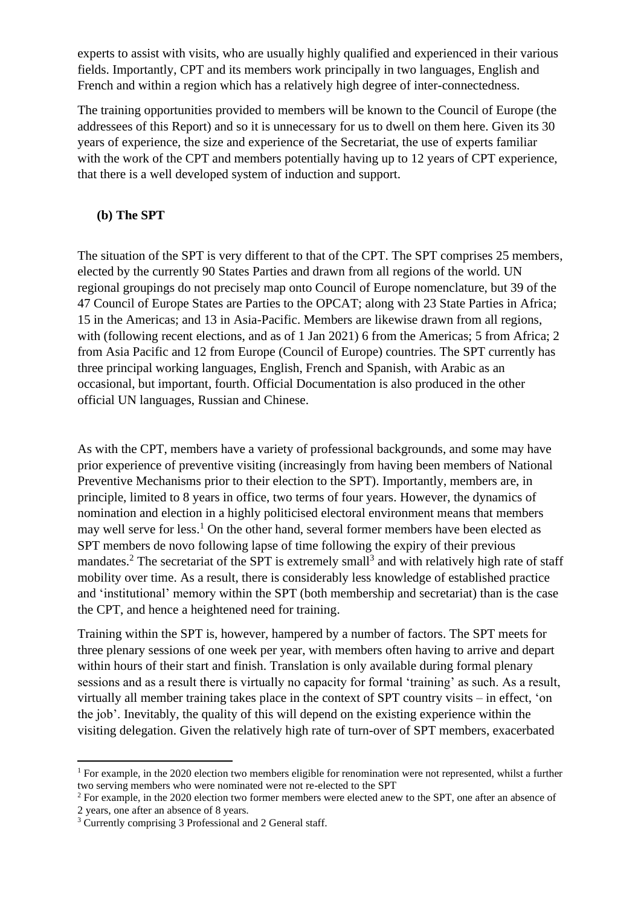experts to assist with visits, who are usually highly qualified and experienced in their various fields. Importantly, CPT and its members work principally in two languages, English and French and within a region which has a relatively high degree of inter-connectedness.

The training opportunities provided to members will be known to the Council of Europe (the addressees of this Report) and so it is unnecessary for us to dwell on them here. Given its 30 years of experience, the size and experience of the Secretariat, the use of experts familiar with the work of the CPT and members potentially having up to 12 years of CPT experience, that there is a well developed system of induction and support.

**(b) The SPT**

The situation of the SPT is very different to that of the CPT. The SPT comprises 25 members, elected by the currently 90 States Parties and drawn from all regions of the world. UN regional groupings do not precisely map onto Council of Europe nomenclature, but 39 of the 47 Council of Europe States are Parties to the OPCAT; along with 23 State Parties in Africa; 15 in the Americas; and 13 in Asia-Pacific. Members are likewise drawn from all regions, with (following recent elections, and as of 1 Jan 2021) 6 from the Americas; 5 from Africa; 2 from Asia Pacific and 12 from Europe (Council of Europe) countries. The SPT currently has three principal working languages, English, French and Spanish, with Arabic as an occasional, but important, fourth. Official Documentation is also produced in the other official UN languages, Russian and Chinese.

As with the CPT, members have a variety of professional backgrounds, and some may have prior experience of preventive visiting (increasingly from having been members of National Preventive Mechanisms prior to their election to the SPT). Importantly, members are, in principle, limited to 8 years in office, two terms of four years. However, the dynamics of nomination and election in a highly politicised electoral environment means that members may well serve for less.[1] On the other hand, several former members have been elected as SPT members de novo following lapse of time following the expiry of their previous mandates.[2] The secretariat of the SPT is extremely small[3] and with relatively high rate of staff mobility over time. As a result, there is considerably less knowledge of established practice and 'institutional' memory within the SPT (both membership and secretariat) than is the case the CPT, and hence a heightened need for training.

Training within the SPT is, however, hampered by a number of factors. The SPT meets for three plenary sessions of one week per year, with members often having to arrive and depart within hours of their start and finish. Translation is only available during formal plenary sessions and as a result there is virtually no capacity for formal 'training' as such. As a result, virtually all member training takes place in the context of SPT country visits – in effect, 'on the job'. Inevitably, the quality of this will depend on the existing experience within the visiting delegation. Given the relatively high rate of turn-over of SPT members, exacerbated

[1] For example, in the 2020 election two members eligible for renomination were not represented, whilst a further two serving members who were nominated were not re-elected to the SPT

[2] For example, in the 2020 election two former members were elected anew to the SPT, one after an absence of 2 years, one after an absence of 8 years.

[3] Currently comprising 3 Professional and 2 General staff.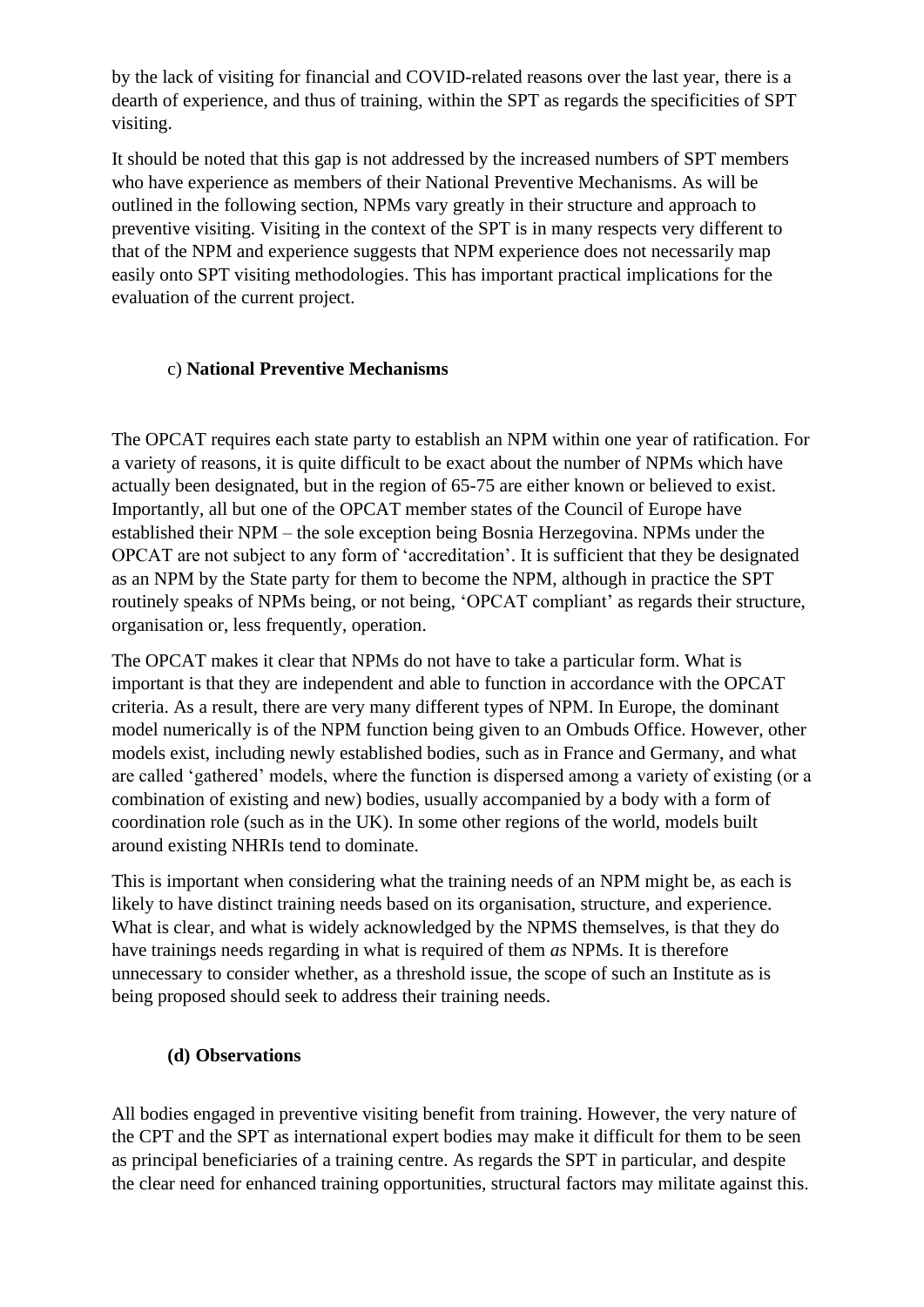by the lack of visiting for financial and COVID-related reasons over the last year, there is a dearth of experience, and thus of training, within the SPT as regards the specificities of SPT visiting.

It should be noted that this gap is not addressed by the increased numbers of SPT members who have experience as members of their National Preventive Mechanisms. As will be outlined in the following section, NPMs vary greatly in their structure and approach to preventive visiting. Visiting in the context of the SPT is in many respects very different to that of the NPM and experience suggests that NPM experience does not necessarily map easily onto SPT visiting methodologies. This has important practical implications for the evaluation of the current project.

### c) **National Preventive Mechanisms**

The OPCAT requires each state party to establish an NPM within one year of ratification. For a variety of reasons, it is quite difficult to be exact about the number of NPMs which have actually been designated, but in the region of 65-75 are either known or believed to exist. Importantly, all but one of the OPCAT member states of the Council of Europe have established their NPM – the sole exception being Bosnia Herzegovina. NPMs under the OPCAT are not subject to any form of 'accreditation'. It is sufficient that they be designated as an NPM by the State party for them to become the NPM, although in practice the SPT routinely speaks of NPMs being, or not being, 'OPCAT compliant' as regards their structure, organisation or, less frequently, operation.

The OPCAT makes it clear that NPMs do not have to take a particular form. What is important is that they are independent and able to function in accordance with the OPCAT criteria. As a result, there are very many different types of NPM. In Europe, the dominant model numerically is of the NPM function being given to an Ombuds Office. However, other models exist, including newly established bodies, such as in France and Germany, and what are called 'gathered' models, where the function is dispersed among a variety of existing (or a combination of existing and new) bodies, usually accompanied by a body with a form of coordination role (such as in the UK). In some other regions of the world, models built around existing NHRIs tend to dominate.

This is important when considering what the training needs of an NPM might be, as each is likely to have distinct training needs based on its organisation, structure, and experience. What is clear, and what is widely acknowledged by the NPMS themselves, is that they do have trainings needs regarding in what is required of them *as* NPMs. It is therefore unnecessary to consider whether, as a threshold issue, the scope of such an Institute as is being proposed should seek to address their training needs.

### **(d) Observations**

All bodies engaged in preventive visiting benefit from training. However, the very nature of the CPT and the SPT as international expert bodies may make it difficult for them to be seen as principal beneficiaries of a training centre. As regards the SPT in particular, and despite the clear need for enhanced training opportunities, structural factors may militate against this.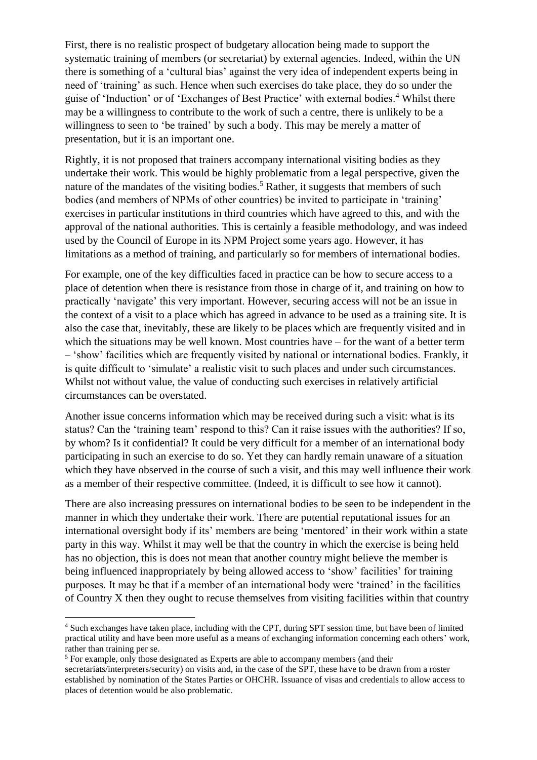First, there is no realistic prospect of budgetary allocation being made to support the systematic training of members (or secretariat) by external agencies. Indeed, within the UN there is something of a 'cultural bias' against the very idea of independent experts being in need of 'training' as such. Hence when such exercises do take place, they do so under the guise of 'Induction' or of 'Exchanges of Best Practice' with external bodies.[4] Whilst there may be a willingness to contribute to the work of such a centre, there is unlikely to be a willingness to seen to 'be trained' by such a body. This may be merely a matter of presentation, but it is an important one.

Rightly, it is not proposed that trainers accompany international visiting bodies as they undertake their work. This would be highly problematic from a legal perspective, given the nature of the mandates of the visiting bodies.[5] Rather, it suggests that members of such bodies (and members of NPMs of other countries) be invited to participate in 'training' exercises in particular institutions in third countries which have agreed to this, and with the approval of the national authorities. This is certainly a feasible methodology, and was indeed used by the Council of Europe in its NPM Project some years ago. However, it has limitations as a method of training, and particularly so for members of international bodies.

For example, one of the key difficulties faced in practice can be how to secure access to a place of detention when there is resistance from those in charge of it, and training on how to practically 'navigate' this very important. However, securing access will not be an issue in the context of a visit to a place which has agreed in advance to be used as a training site. It is also the case that, inevitably, these are likely to be places which are frequently visited and in which the situations may be well known. Most countries have – for the want of a better term – 'show' facilities which are frequently visited by national or international bodies. Frankly, it is quite difficult to 'simulate' a realistic visit to such places and under such circumstances. Whilst not without value, the value of conducting such exercises in relatively artificial circumstances can be overstated.

Another issue concerns information which may be received during such a visit: what is its status? Can the 'training team' respond to this? Can it raise issues with the authorities? If so, by whom? Is it confidential? It could be very difficult for a member of an international body participating in such an exercise to do so. Yet they can hardly remain unaware of a situation which they have observed in the course of such a visit, and this may well influence their work as a member of their respective committee. (Indeed, it is difficult to see how it cannot).

There are also increasing pressures on international bodies to be seen to be independent in the manner in which they undertake their work. There are potential reputational issues for an international oversight body if its' members are being 'mentored' in their work within a state party in this way. Whilst it may well be that the country in which the exercise is being held has no objection, this is does not mean that another country might believe the member is being influenced inappropriately by being allowed access to 'show' facilities' for training purposes. It may be that if a member of an international body were 'trained' in the facilities of Country X then they ought to recuse themselves from visiting facilities within that country

[4] Such exchanges have taken place, including with the CPT, during SPT session time, but have been of limited practical utility and have been more useful as a means of exchanging information concerning each others' work, rather than training per se.

[5] For example, only those designated as Experts are able to accompany members (and their secretariats/interpreters/security) on visits and, in the case of the SPT, these have to be drawn from a roster established by nomination of the States Parties or OHCHR. Issuance of visas and credentials to allow access to places of detention would be also problematic.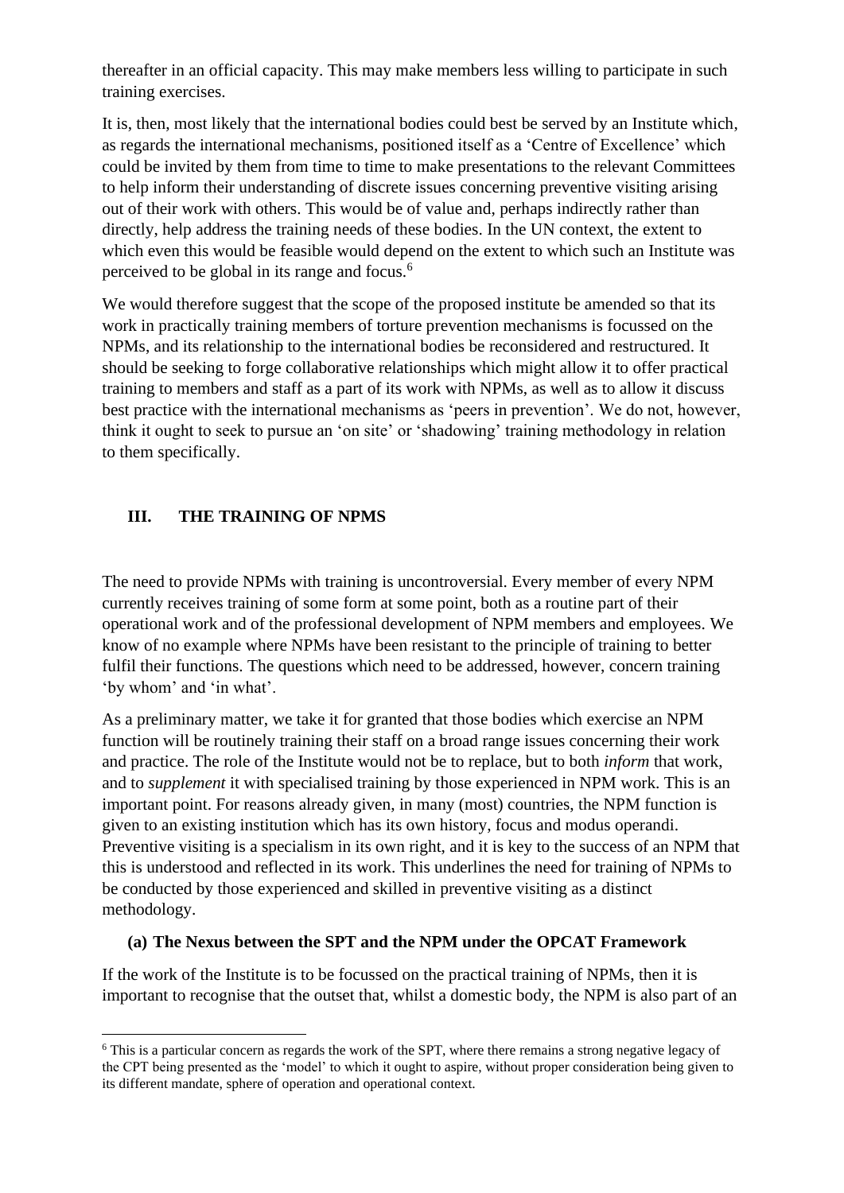thereafter in an official capacity. This may make members less willing to participate in such training exercises.

It is, then, most likely that the international bodies could best be served by an Institute which, as regards the international mechanisms, positioned itself as a 'Centre of Excellence' which could be invited by them from time to time to make presentations to the relevant Committees to help inform their understanding of discrete issues concerning preventive visiting arising out of their work with others. This would be of value and, perhaps indirectly rather than directly, help address the training needs of these bodies. In the UN context, the extent to which even this would be feasible would depend on the extent to which such an Institute was perceived to be global in its range and focus.[6]

We would therefore suggest that the scope of the proposed institute be amended so that its work in practically training members of torture prevention mechanisms is focussed on the NPMs, and its relationship to the international bodies be reconsidered and restructured. It should be seeking to forge collaborative relationships which might allow it to offer practical training to members and staff as a part of its work with NPMs, as well as to allow it discuss best practice with the international mechanisms as 'peers in prevention'. We do not, however, think it ought to seek to pursue an 'on site' or 'shadowing' training methodology in relation to them specifically.

## III. THE TRAINING OF NPMS

The need to provide NPMs with training is uncontroversial. Every member of every NPM currently receives training of some form at some point, both as a routine part of their operational work and of the professional development of NPM members and employees. We know of no example where NPMs have been resistant to the principle of training to better fulfil their functions. The questions which need to be addressed, however, concern training 'by whom' and 'in what'.

As a preliminary matter, we take it for granted that those bodies which exercise an NPM function will be routinely training their staff on a broad range issues concerning their work and practice. The role of the Institute would not be to replace, but to both *inform* that work, and to *supplement* it with specialised training by those experienced in NPM work. This is an important point. For reasons already given, in many (most) countries, the NPM function is given to an existing institution which has its own history, focus and modus operandi. Preventive visiting is a specialism in its own right, and it is key to the success of an NPM that this is understood and reflected in its work. This underlines the need for training of NPMs to be conducted by those experienced and skilled in preventive visiting as a distinct methodology.

### (a) The Nexus between the SPT and the NPM under the OPCAT Framework

If the work of the Institute is to be focussed on the practical training of NPMs, then it is important to recognise that the outset that, whilst a domestic body, the NPM is also part of an

[6] This is a particular concern as regards the work of the SPT, where there remains a strong negative legacy of the CPT being presented as the 'model' to which it ought to aspire, without proper consideration being given to its different mandate, sphere of operation and operational context.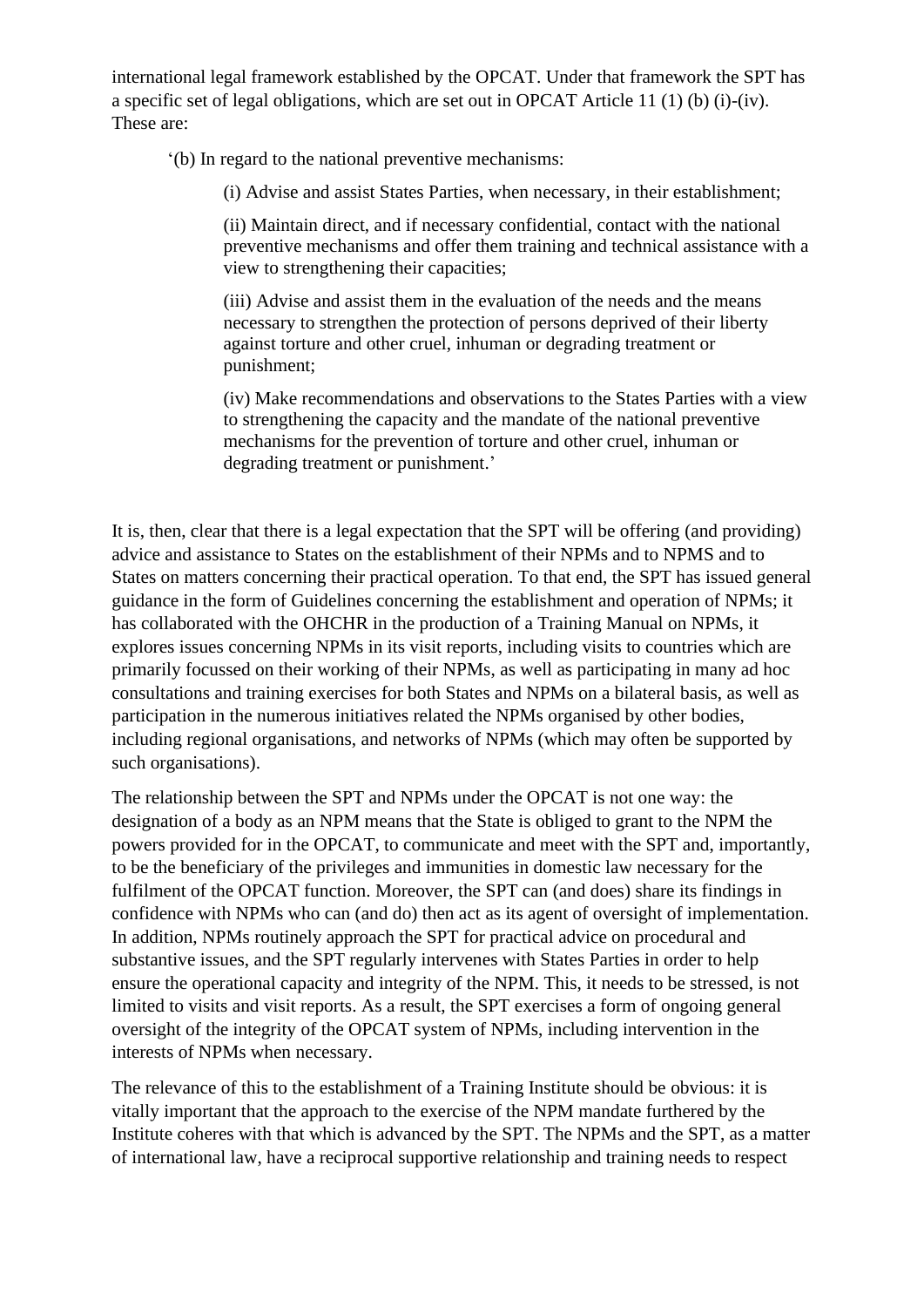international legal framework established by the OPCAT. Under that framework the SPT has a specific set of legal obligations, which are set out in OPCAT Article 11 (1) (b) (i)-(iv). These are:

> '(b) In regard to the national preventive mechanisms:
>
> > (i) Advise and assist States Parties, when necessary, in their establishment;
> >
> > (ii) Maintain direct, and if necessary confidential, contact with the national preventive mechanisms and offer them training and technical assistance with a view to strengthening their capacities;
> >
> > (iii) Advise and assist them in the evaluation of the needs and the means necessary to strengthen the protection of persons deprived of their liberty against torture and other cruel, inhuman or degrading treatment or punishment;
> >
> > (iv) Make recommendations and observations to the States Parties with a view to strengthening the capacity and the mandate of the national preventive mechanisms for the prevention of torture and other cruel, inhuman or degrading treatment or punishment.'

It is, then, clear that there is a legal expectation that the SPT will be offering (and providing) advice and assistance to States on the establishment of their NPMs and to NPMS and to States on matters concerning their practical operation. To that end, the SPT has issued general guidance in the form of Guidelines concerning the establishment and operation of NPMs; it has collaborated with the OHCHR in the production of a Training Manual on NPMs, it explores issues concerning NPMs in its visit reports, including visits to countries which are primarily focussed on their working of their NPMs, as well as participating in many ad hoc consultations and training exercises for both States and NPMs on a bilateral basis, as well as participation in the numerous initiatives related the NPMs organised by other bodies, including regional organisations, and networks of NPMs (which may often be supported by such organisations).

The relationship between the SPT and NPMs under the OPCAT is not one way: the designation of a body as an NPM means that the State is obliged to grant to the NPM the powers provided for in the OPCAT, to communicate and meet with the SPT and, importantly, to be the beneficiary of the privileges and immunities in domestic law necessary for the fulfilment of the OPCAT function. Moreover, the SPT can (and does) share its findings in confidence with NPMs who can (and do) then act as its agent of oversight of implementation. In addition, NPMs routinely approach the SPT for practical advice on procedural and substantive issues, and the SPT regularly intervenes with States Parties in order to help ensure the operational capacity and integrity of the NPM. This, it needs to be stressed, is not limited to visits and visit reports. As a result, the SPT exercises a form of ongoing general oversight of the integrity of the OPCAT system of NPMs, including intervention in the interests of NPMs when necessary.

The relevance of this to the establishment of a Training Institute should be obvious: it is vitally important that the approach to the exercise of the NPM mandate furthered by the Institute coheres with that which is advanced by the SPT. The NPMs and the SPT, as a matter of international law, have a reciprocal supportive relationship and training needs to respect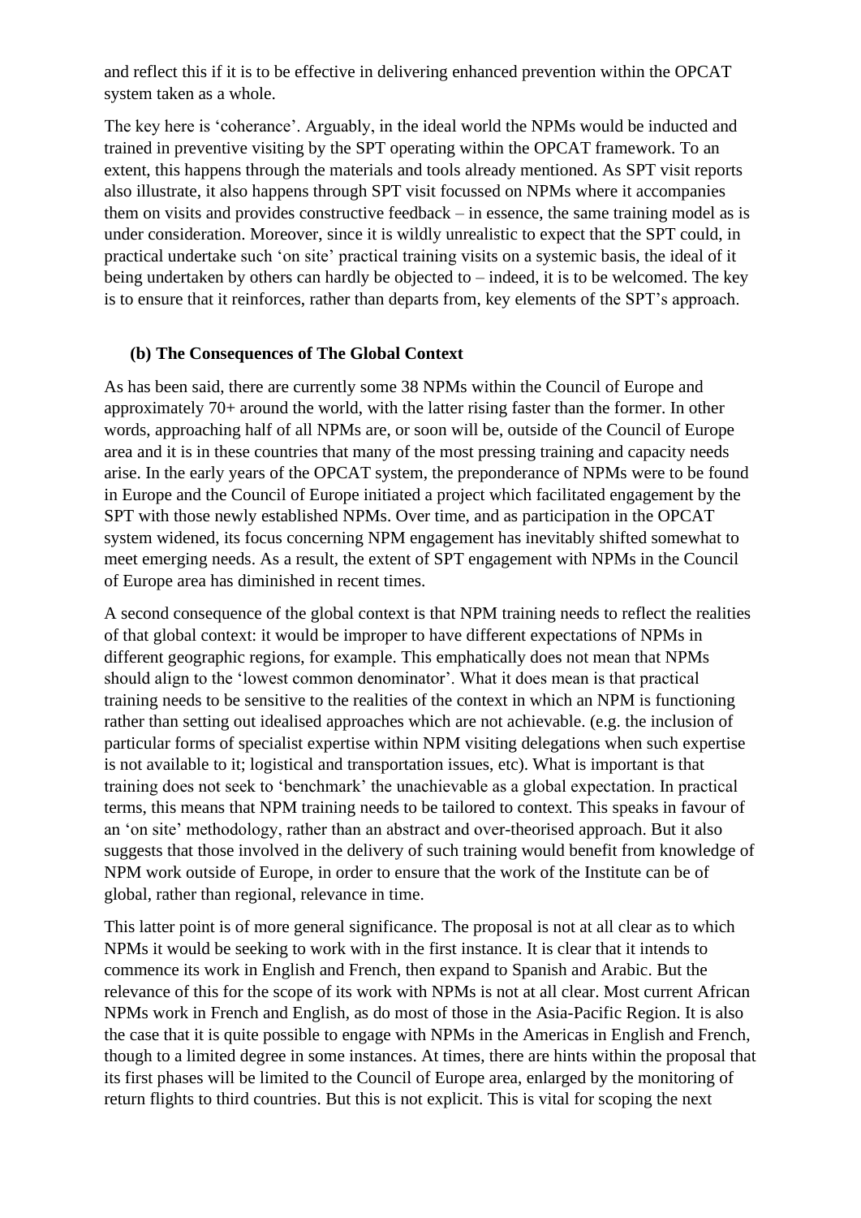and reflect this if it is to be effective in delivering enhanced prevention within the OPCAT system taken as a whole.

The key here is 'coherance'. Arguably, in the ideal world the NPMs would be inducted and trained in preventive visiting by the SPT operating within the OPCAT framework. To an extent, this happens through the materials and tools already mentioned. As SPT visit reports also illustrate, it also happens through SPT visit focussed on NPMs where it accompanies them on visits and provides constructive feedback – in essence, the same training model as is under consideration. Moreover, since it is wildly unrealistic to expect that the SPT could, in practical undertake such 'on site' practical training visits on a systemic basis, the ideal of it being undertaken by others can hardly be objected to – indeed, it is to be welcomed. The key is to ensure that it reinforces, rather than departs from, key elements of the SPT's approach.

### (b) The Consequences of The Global Context

As has been said, there are currently some 38 NPMs within the Council of Europe and approximately 70+ around the world, with the latter rising faster than the former. In other words, approaching half of all NPMs are, or soon will be, outside of the Council of Europe area and it is in these countries that many of the most pressing training and capacity needs arise. In the early years of the OPCAT system, the preponderance of NPMs were to be found in Europe and the Council of Europe initiated a project which facilitated engagement by the SPT with those newly established NPMs. Over time, and as participation in the OPCAT system widened, its focus concerning NPM engagement has inevitably shifted somewhat to meet emerging needs. As a result, the extent of SPT engagement with NPMs in the Council of Europe area has diminished in recent times.

A second consequence of the global context is that NPM training needs to reflect the realities of that global context: it would be improper to have different expectations of NPMs in different geographic regions, for example. This emphatically does not mean that NPMs should align to the 'lowest common denominator'. What it does mean is that practical training needs to be sensitive to the realities of the context in which an NPM is functioning rather than setting out idealised approaches which are not achievable. (e.g. the inclusion of particular forms of specialist expertise within NPM visiting delegations when such expertise is not available to it; logistical and transportation issues, etc). What is important is that training does not seek to 'benchmark' the unachievable as a global expectation. In practical terms, this means that NPM training needs to be tailored to context. This speaks in favour of an 'on site' methodology, rather than an abstract and over-theorised approach. But it also suggests that those involved in the delivery of such training would benefit from knowledge of NPM work outside of Europe, in order to ensure that the work of the Institute can be of global, rather than regional, relevance in time.

This latter point is of more general significance. The proposal is not at all clear as to which NPMs it would be seeking to work with in the first instance. It is clear that it intends to commence its work in English and French, then expand to Spanish and Arabic. But the relevance of this for the scope of its work with NPMs is not at all clear. Most current African NPMs work in French and English, as do most of those in the Asia-Pacific Region. It is also the case that it is quite possible to engage with NPMs in the Americas in English and French, though to a limited degree in some instances. At times, there are hints within the proposal that its first phases will be limited to the Council of Europe area, enlarged by the monitoring of return flights to third countries. But this is not explicit. This is vital for scoping the next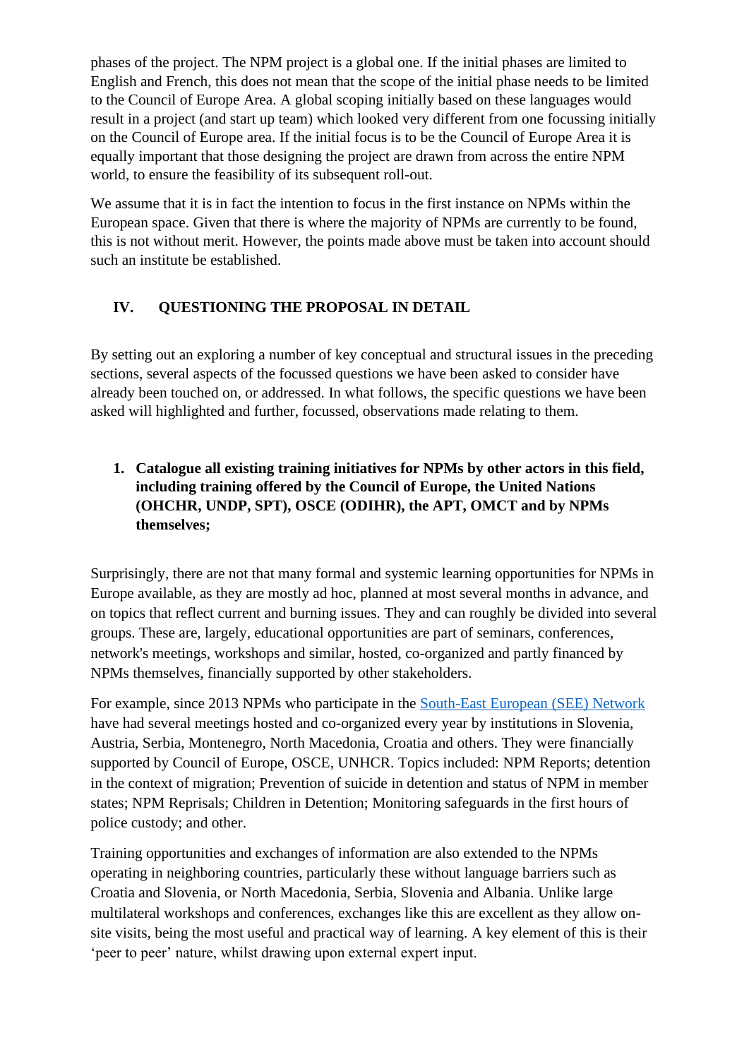phases of the project. The NPM project is a global one. If the initial phases are limited to English and French, this does not mean that the scope of the initial phase needs to be limited to the Council of Europe Area. A global scoping initially based on these languages would result in a project (and start up team) which looked very different from one focussing initially on the Council of Europe area. If the initial focus is to be the Council of Europe Area it is equally important that those designing the project are drawn from across the entire NPM world, to ensure the feasibility of its subsequent roll-out.

We assume that it is in fact the intention to focus in the first instance on NPMs within the European space. Given that there is where the majority of NPMs are currently to be found, this is not without merit. However, the points made above must be taken into account should such an institute be established.

## IV. QUESTIONING THE PROPOSAL IN DETAIL

By setting out an exploring a number of key conceptual and structural issues in the preceding sections, several aspects of the focussed questions we have been asked to consider have already been touched on, or addressed. In what follows, the specific questions we have been asked will highlighted and further, focussed, observations made relating to them.

**1. Catalogue all existing training initiatives for NPMs by other actors in this field, including training offered by the Council of Europe, the United Nations (OHCHR, UNDP, SPT), OSCE (ODIHR), the APT, OMCT and by NPMs themselves;**

Surprisingly, there are not that many formal and systemic learning opportunities for NPMs in Europe available, as they are mostly ad hoc, planned at most several months in advance, and on topics that reflect current and burning issues. They and can roughly be divided into several groups. These are, largely, educational opportunities are part of seminars, conferences, network's meetings, workshops and similar, hosted, co-organized and partly financed by NPMs themselves, financially supported by other stakeholders.

For example, since 2013 NPMs who participate in the South-East European (SEE) Network have had several meetings hosted and co-organized every year by institutions in Slovenia, Austria, Serbia, Montenegro, North Macedonia, Croatia and others. They were financially supported by Council of Europe, OSCE, UNHCR. Topics included: NPM Reports; detention in the context of migration; Prevention of suicide in detention and status of NPM in member states; NPM Reprisals; Children in Detention; Monitoring safeguards in the first hours of police custody; and other.

Training opportunities and exchanges of information are also extended to the NPMs operating in neighboring countries, particularly these without language barriers such as Croatia and Slovenia, or North Macedonia, Serbia, Slovenia and Albania. Unlike large multilateral workshops and conferences, exchanges like this are excellent as they allow on-site visits, being the most useful and practical way of learning. A key element of this is their ‘peer to peer’ nature, whilst drawing upon external expert input.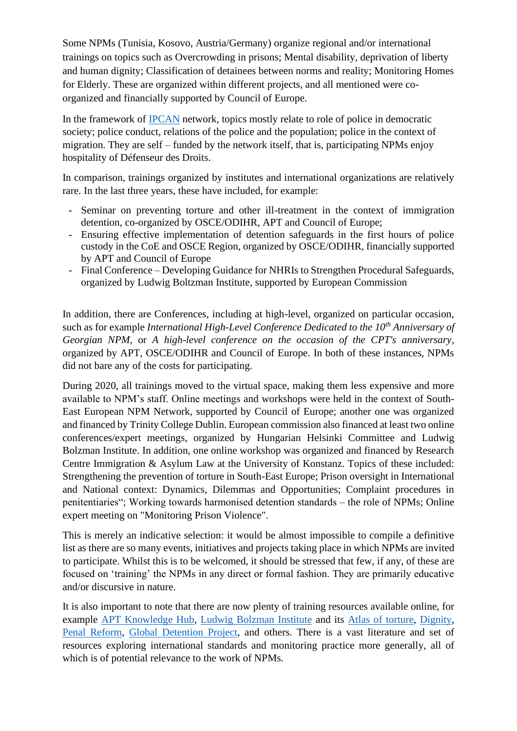Some NPMs (Tunisia, Kosovo, Austria/Germany) organize regional and/or international trainings on topics such as Overcrowding in prisons; Mental disability, deprivation of liberty and human dignity; Classification of detainees between norms and reality; Monitoring Homes for Elderly. These are organized within different projects, and all mentioned were co-organized and financially supported by Council of Europe.

In the framework of IPCAN network, topics mostly relate to role of police in democratic society; police conduct, relations of the police and the population; police in the context of migration. They are self – funded by the network itself, that is, participating NPMs enjoy hospitality of Défenseur des Droits.

In comparison, trainings organized by institutes and international organizations are relatively rare. In the last three years, these have included, for example:

- Seminar on preventing torture and other ill-treatment in the context of immigration detention, co-organized by OSCE/ODIHR, APT and Council of Europe;
- Ensuring effective implementation of detention safeguards in the first hours of police custody in the CoE and OSCE Region, organized by OSCE/ODIHR, financially supported by APT and Council of Europe
- Final Conference – Developing Guidance for NHRIs to Strengthen Procedural Safeguards, organized by Ludwig Boltzman Institute, supported by European Commission

In addition, there are Conferences, including at high-level, organized on particular occasion, such as for example *International High-Level Conference Dedicated to the 10th Anniversary of Georgian NPM*, or *A high-level conference on the occasion of the CPT's anniversary*, organized by APT, OSCE/ODIHR and Council of Europe. In both of these instances, NPMs did not bare any of the costs for participating.

During 2020, all trainings moved to the virtual space, making them less expensive and more available to NPM's staff. Online meetings and workshops were held in the context of South-East European NPM Network, supported by Council of Europe; another one was organized and financed by Trinity College Dublin. European commission also financed at least two online conferences/expert meetings, organized by Hungarian Helsinki Committee and Ludwig Bolzman Institute. In addition, one online workshop was organized and financed by Research Centre Immigration & Asylum Law at the University of Konstanz. Topics of these included: Strengthening the prevention of torture in South-East Europe; Prison oversight in International and National context: Dynamics, Dilemmas and Opportunities; Complaint procedures in penitentiaries"; Working towards harmonised detention standards – the role of NPMs; Online expert meeting on "Monitoring Prison Violence".

This is merely an indicative selection: it would be almost impossible to compile a definitive list as there are so many events, initiatives and projects taking place in which NPMs are invited to participate. Whilst this is to be welcomed, it should be stressed that few, if any, of these are focused on 'training' the NPMs in any direct or formal fashion. They are primarily educative and/or discursive in nature.

It is also important to note that there are now plenty of training resources available online, for example APT Knowledge Hub, Ludwig Bolzman Institute and its Atlas of torture, Dignity, Penal Reform, Global Detention Project, and others. There is a vast literature and set of resources exploring international standards and monitoring practice more generally, all of which is of potential relevance to the work of NPMs.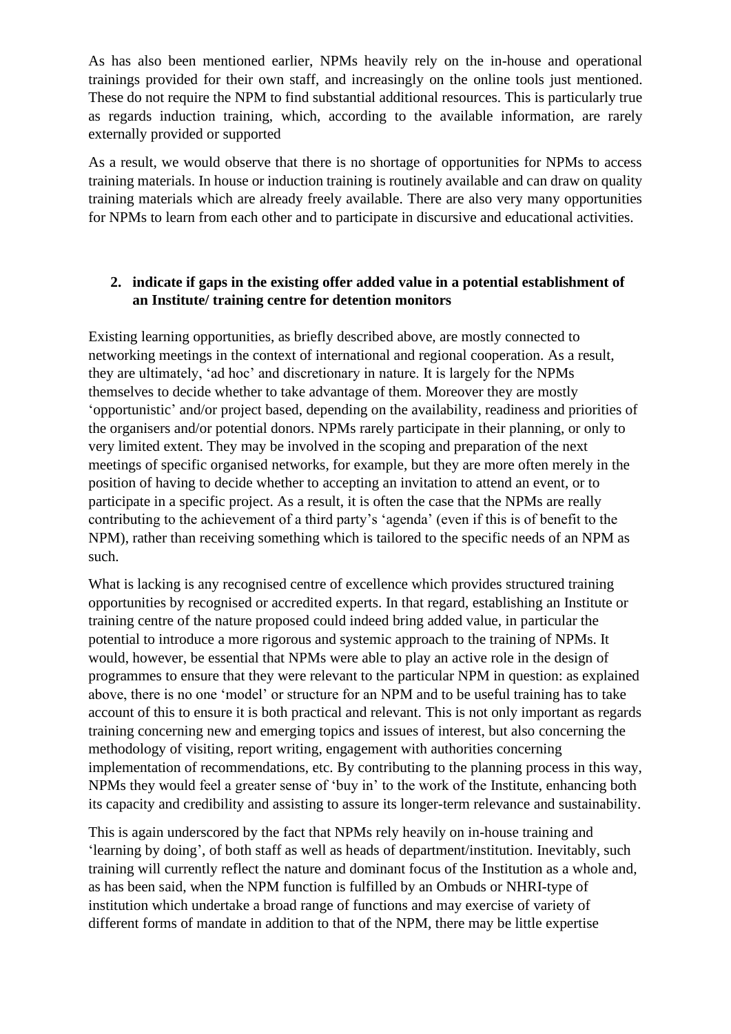As has also been mentioned earlier, NPMs heavily rely on the in-house and operational trainings provided for their own staff, and increasingly on the online tools just mentioned. These do not require the NPM to find substantial additional resources. This is particularly true as regards induction training, which, according to the available information, are rarely externally provided or supported

As a result, we would observe that there is no shortage of opportunities for NPMs to access training materials. In house or induction training is routinely available and can draw on quality training materials which are already freely available. There are also very many opportunities for NPMs to learn from each other and to participate in discursive and educational activities.

**2. indicate if gaps in the existing offer added value in a potential establishment of an Institute/ training centre for detention monitors**

Existing learning opportunities, as briefly described above, are mostly connected to networking meetings in the context of international and regional cooperation. As a result, they are ultimately, 'ad hoc' and discretionary in nature. It is largely for the NPMs themselves to decide whether to take advantage of them. Moreover they are mostly 'opportunistic' and/or project based, depending on the availability, readiness and priorities of the organisers and/or potential donors. NPMs rarely participate in their planning, or only to very limited extent. They may be involved in the scoping and preparation of the next meetings of specific organised networks, for example, but they are more often merely in the position of having to decide whether to accepting an invitation to attend an event, or to participate in a specific project. As a result, it is often the case that the NPMs are really contributing to the achievement of a third party's 'agenda' (even if this is of benefit to the NPM), rather than receiving something which is tailored to the specific needs of an NPM as such.

What is lacking is any recognised centre of excellence which provides structured training opportunities by recognised or accredited experts. In that regard, establishing an Institute or training centre of the nature proposed could indeed bring added value, in particular the potential to introduce a more rigorous and systemic approach to the training of NPMs. It would, however, be essential that NPMs were able to play an active role in the design of programmes to ensure that they were relevant to the particular NPM in question: as explained above, there is no one 'model' or structure for an NPM and to be useful training has to take account of this to ensure it is both practical and relevant. This is not only important as regards training concerning new and emerging topics and issues of interest, but also concerning the methodology of visiting, report writing, engagement with authorities concerning implementation of recommendations, etc. By contributing to the planning process in this way, NPMs they would feel a greater sense of 'buy in' to the work of the Institute, enhancing both its capacity and credibility and assisting to assure its longer-term relevance and sustainability.

This is again underscored by the fact that NPMs rely heavily on in-house training and 'learning by doing', of both staff as well as heads of department/institution. Inevitably, such training will currently reflect the nature and dominant focus of the Institution as a whole and, as has been said, when the NPM function is fulfilled by an Ombuds or NHRI-type of institution which undertake a broad range of functions and may exercise of variety of different forms of mandate in addition to that of the NPM, there may be little expertise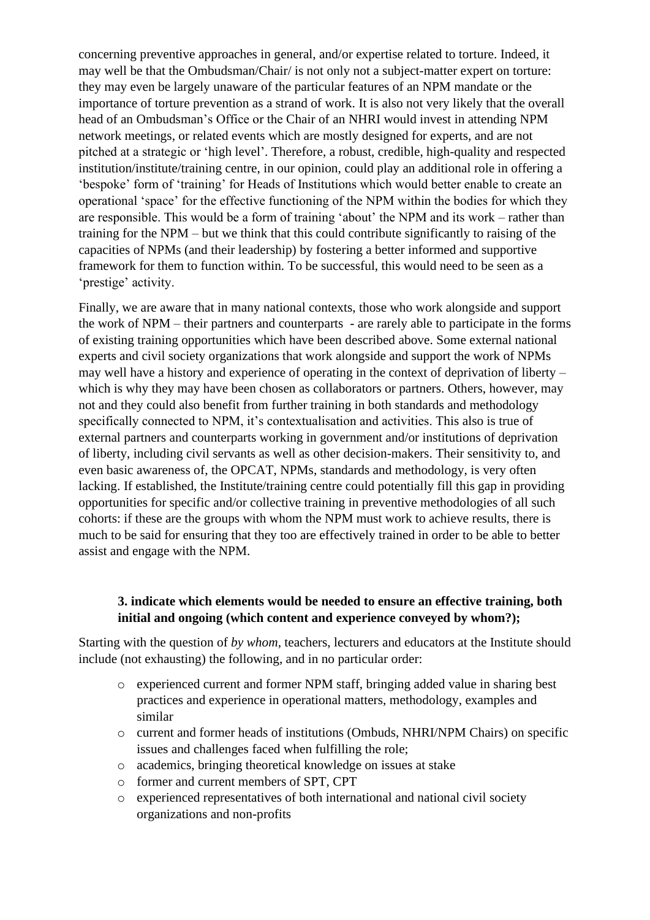concerning preventive approaches in general, and/or expertise related to torture. Indeed, it may well be that the Ombudsman/Chair/ is not only not a subject-matter expert on torture: they may even be largely unaware of the particular features of an NPM mandate or the importance of torture prevention as a strand of work. It is also not very likely that the overall head of an Ombudsman's Office or the Chair of an NHRI would invest in attending NPM network meetings, or related events which are mostly designed for experts, and are not pitched at a strategic or 'high level'. Therefore, a robust, credible, high-quality and respected institution/institute/training centre, in our opinion, could play an additional role in offering a 'bespoke' form of 'training' for Heads of Institutions which would better enable to create an operational 'space' for the effective functioning of the NPM within the bodies for which they are responsible. This would be a form of training 'about' the NPM and its work – rather than training for the NPM – but we think that this could contribute significantly to raising of the capacities of NPMs (and their leadership) by fostering a better informed and supportive framework for them to function within. To be successful, this would need to be seen as a 'prestige' activity.

Finally, we are aware that in many national contexts, those who work alongside and support the work of NPM – their partners and counterparts - are rarely able to participate in the forms of existing training opportunities which have been described above. Some external national experts and civil society organizations that work alongside and support the work of NPMs may well have a history and experience of operating in the context of deprivation of liberty – which is why they may have been chosen as collaborators or partners. Others, however, may not and they could also benefit from further training in both standards and methodology specifically connected to NPM, it's contextualisation and activities. This also is true of external partners and counterparts working in government and/or institutions of deprivation of liberty, including civil servants as well as other decision-makers. Their sensitivity to, and even basic awareness of, the OPCAT, NPMs, standards and methodology, is very often lacking. If established, the Institute/training centre could potentially fill this gap in providing opportunities for specific and/or collective training in preventive methodologies of all such cohorts: if these are the groups with whom the NPM must work to achieve results, there is much to be said for ensuring that they too are effectively trained in order to be able to better assist and engage with the NPM.

**3. indicate which elements would be needed to ensure an effective training, both initial and ongoing (which content and experience conveyed by whom?);**

Starting with the question of *by whom*, teachers, lecturers and educators at the Institute should include (not exhausting) the following, and in no particular order:

- experienced current and former NPM staff, bringing added value in sharing best practices and experience in operational matters, methodology, examples and similar
- current and former heads of institutions (Ombuds, NHRI/NPM Chairs) on specific issues and challenges faced when fulfilling the role;
- academics, bringing theoretical knowledge on issues at stake
- former and current members of SPT, CPT
- experienced representatives of both international and national civil society organizations and non-profits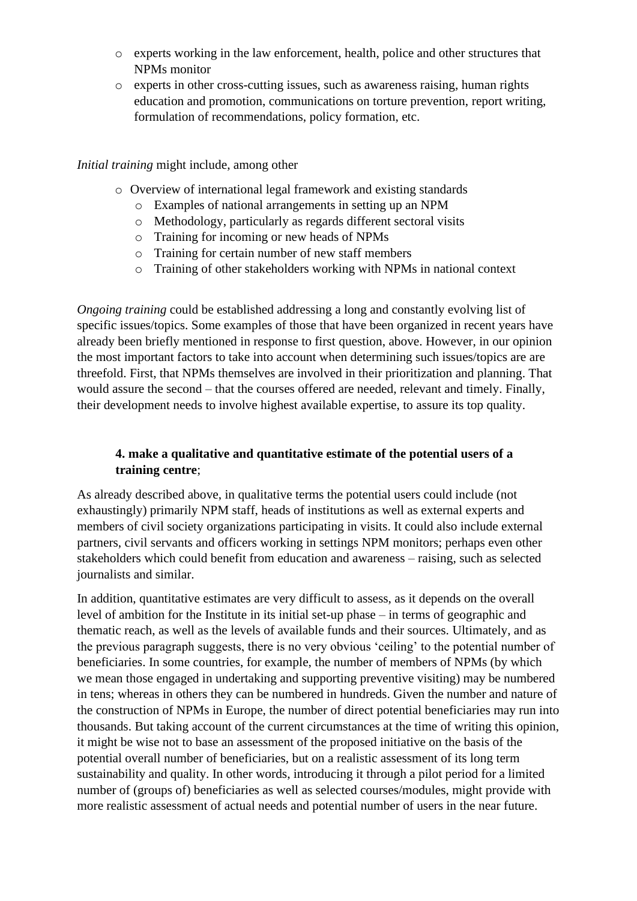- experts working in the law enforcement, health, police and other structures that NPMs monitor
- experts in other cross-cutting issues, such as awareness raising, human rights education and promotion, communications on torture prevention, report writing, formulation of recommendations, policy formation, etc.

*Initial training* might include, among other

- Overview of international legal framework and existing standards
  - Examples of national arrangements in setting up an NPM
  - Methodology, particularly as regards different sectoral visits
  - Training for incoming or new heads of NPMs
  - Training for certain number of new staff members
  - Training of other stakeholders working with NPMs in national context

*Ongoing training* could be established addressing a long and constantly evolving list of specific issues/topics. Some examples of those that have been organized in recent years have already been briefly mentioned in response to first question, above. However, in our opinion the most important factors to take into account when determining such issues/topics are are threefold. First, that NPMs themselves are involved in their prioritization and planning. That would assure the second – that the courses offered are needed, relevant and timely. Finally, their development needs to involve highest available expertise, to assure its top quality.

**4. make a qualitative and quantitative estimate of the potential users of a training centre**;

As already described above, in qualitative terms the potential users could include (not exhaustingly) primarily NPM staff, heads of institutions as well as external experts and members of civil society organizations participating in visits. It could also include external partners, civil servants and officers working in settings NPM monitors; perhaps even other stakeholders which could benefit from education and awareness – raising, such as selected journalists and similar.

In addition, quantitative estimates are very difficult to assess, as it depends on the overall level of ambition for the Institute in its initial set-up phase – in terms of geographic and thematic reach, as well as the levels of available funds and their sources. Ultimately, and as the previous paragraph suggests, there is no very obvious 'ceiling' to the potential number of beneficiaries. In some countries, for example, the number of members of NPMs (by which we mean those engaged in undertaking and supporting preventive visiting) may be numbered in tens; whereas in others they can be numbered in hundreds. Given the number and nature of the construction of NPMs in Europe, the number of direct potential beneficiaries may run into thousands. But taking account of the current circumstances at the time of writing this opinion, it might be wise not to base an assessment of the proposed initiative on the basis of the potential overall number of beneficiaries, but on a realistic assessment of its long term sustainability and quality. In other words, introducing it through a pilot period for a limited number of (groups of) beneficiaries as well as selected courses/modules, might provide with more realistic assessment of actual needs and potential number of users in the near future.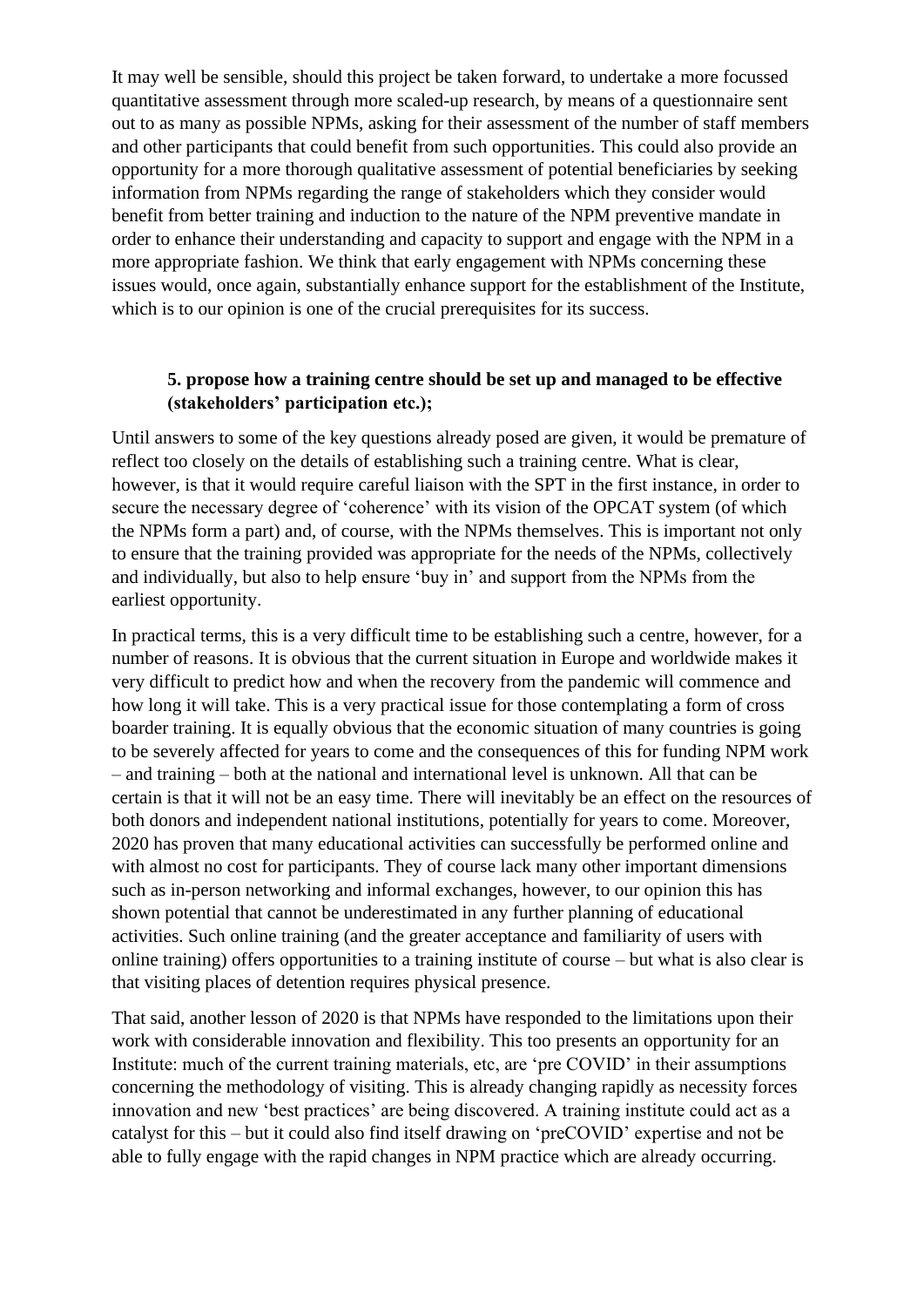It may well be sensible, should this project be taken forward, to undertake a more focussed quantitative assessment through more scaled-up research, by means of a questionnaire sent out to as many as possible NPMs, asking for their assessment of the number of staff members and other participants that could benefit from such opportunities. This could also provide an opportunity for a more thorough qualitative assessment of potential beneficiaries by seeking information from NPMs regarding the range of stakeholders which they consider would benefit from better training and induction to the nature of the NPM preventive mandate in order to enhance their understanding and capacity to support and engage with the NPM in a more appropriate fashion. We think that early engagement with NPMs concerning these issues would, once again, substantially enhance support for the establishment of the Institute, which is to our opinion is one of the crucial prerequisites for its success.

**5. propose how a training centre should be set up and managed to be effective (stakeholders' participation etc.);**

Until answers to some of the key questions already posed are given, it would be premature of reflect too closely on the details of establishing such a training centre. What is clear, however, is that it would require careful liaison with the SPT in the first instance, in order to secure the necessary degree of 'coherence' with its vision of the OPCAT system (of which the NPMs form a part) and, of course, with the NPMs themselves. This is important not only to ensure that the training provided was appropriate for the needs of the NPMs, collectively and individually, but also to help ensure 'buy in' and support from the NPMs from the earliest opportunity.

In practical terms, this is a very difficult time to be establishing such a centre, however, for a number of reasons. It is obvious that the current situation in Europe and worldwide makes it very difficult to predict how and when the recovery from the pandemic will commence and how long it will take. This is a very practical issue for those contemplating a form of cross boarder training. It is equally obvious that the economic situation of many countries is going to be severely affected for years to come and the consequences of this for funding NPM work – and training – both at the national and international level is unknown. All that can be certain is that it will not be an easy time. There will inevitably be an effect on the resources of both donors and independent national institutions, potentially for years to come. Moreover, 2020 has proven that many educational activities can successfully be performed online and with almost no cost for participants. They of course lack many other important dimensions such as in-person networking and informal exchanges, however, to our opinion this has shown potential that cannot be underestimated in any further planning of educational activities. Such online training (and the greater acceptance and familiarity of users with online training) offers opportunities to a training institute of course – but what is also clear is that visiting places of detention requires physical presence.

That said, another lesson of 2020 is that NPMs have responded to the limitations upon their work with considerable innovation and flexibility. This too presents an opportunity for an Institute: much of the current training materials, etc, are 'pre COVID' in their assumptions concerning the methodology of visiting. This is already changing rapidly as necessity forces innovation and new 'best practices' are being discovered. A training institute could act as a catalyst for this – but it could also find itself drawing on 'preCOVID' expertise and not be able to fully engage with the rapid changes in NPM practice which are already occurring.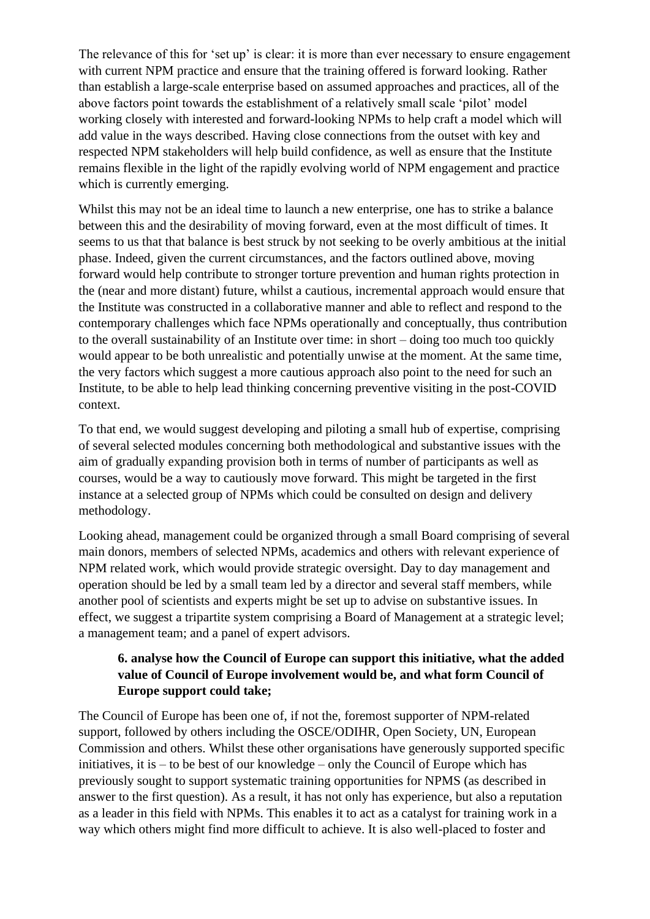The relevance of this for 'set up' is clear: it is more than ever necessary to ensure engagement with current NPM practice and ensure that the training offered is forward looking. Rather than establish a large-scale enterprise based on assumed approaches and practices, all of the above factors point towards the establishment of a relatively small scale 'pilot' model working closely with interested and forward-looking NPMs to help craft a model which will add value in the ways described. Having close connections from the outset with key and respected NPM stakeholders will help build confidence, as well as ensure that the Institute remains flexible in the light of the rapidly evolving world of NPM engagement and practice which is currently emerging.

Whilst this may not be an ideal time to launch a new enterprise, one has to strike a balance between this and the desirability of moving forward, even at the most difficult of times. It seems to us that that balance is best struck by not seeking to be overly ambitious at the initial phase. Indeed, given the current circumstances, and the factors outlined above, moving forward would help contribute to stronger torture prevention and human rights protection in the (near and more distant) future, whilst a cautious, incremental approach would ensure that the Institute was constructed in a collaborative manner and able to reflect and respond to the contemporary challenges which face NPMs operationally and conceptually, thus contribution to the overall sustainability of an Institute over time: in short – doing too much too quickly would appear to be both unrealistic and potentially unwise at the moment. At the same time, the very factors which suggest a more cautious approach also point to the need for such an Institute, to be able to help lead thinking concerning preventive visiting in the post-COVID context.

To that end, we would suggest developing and piloting a small hub of expertise, comprising of several selected modules concerning both methodological and substantive issues with the aim of gradually expanding provision both in terms of number of participants as well as courses, would be a way to cautiously move forward. This might be targeted in the first instance at a selected group of NPMs which could be consulted on design and delivery methodology.

Looking ahead, management could be organized through a small Board comprising of several main donors, members of selected NPMs, academics and others with relevant experience of NPM related work, which would provide strategic oversight. Day to day management and operation should be led by a small team led by a director and several staff members, while another pool of scientists and experts might be set up to advise on substantive issues. In effect, we suggest a tripartite system comprising a Board of Management at a strategic level; a management team; and a panel of expert advisors.

> **6. analyse how the Council of Europe can support this initiative, what the added value of Council of Europe involvement would be, and what form Council of Europe support could take;**

The Council of Europe has been one of, if not the, foremost supporter of NPM-related support, followed by others including the OSCE/ODIHR, Open Society, UN, European Commission and others. Whilst these other organisations have generously supported specific initiatives, it is – to be best of our knowledge – only the Council of Europe which has previously sought to support systematic training opportunities for NPMS (as described in answer to the first question). As a result, it has not only has experience, but also a reputation as a leader in this field with NPMs. This enables it to act as a catalyst for training work in a way which others might find more difficult to achieve. It is also well-placed to foster and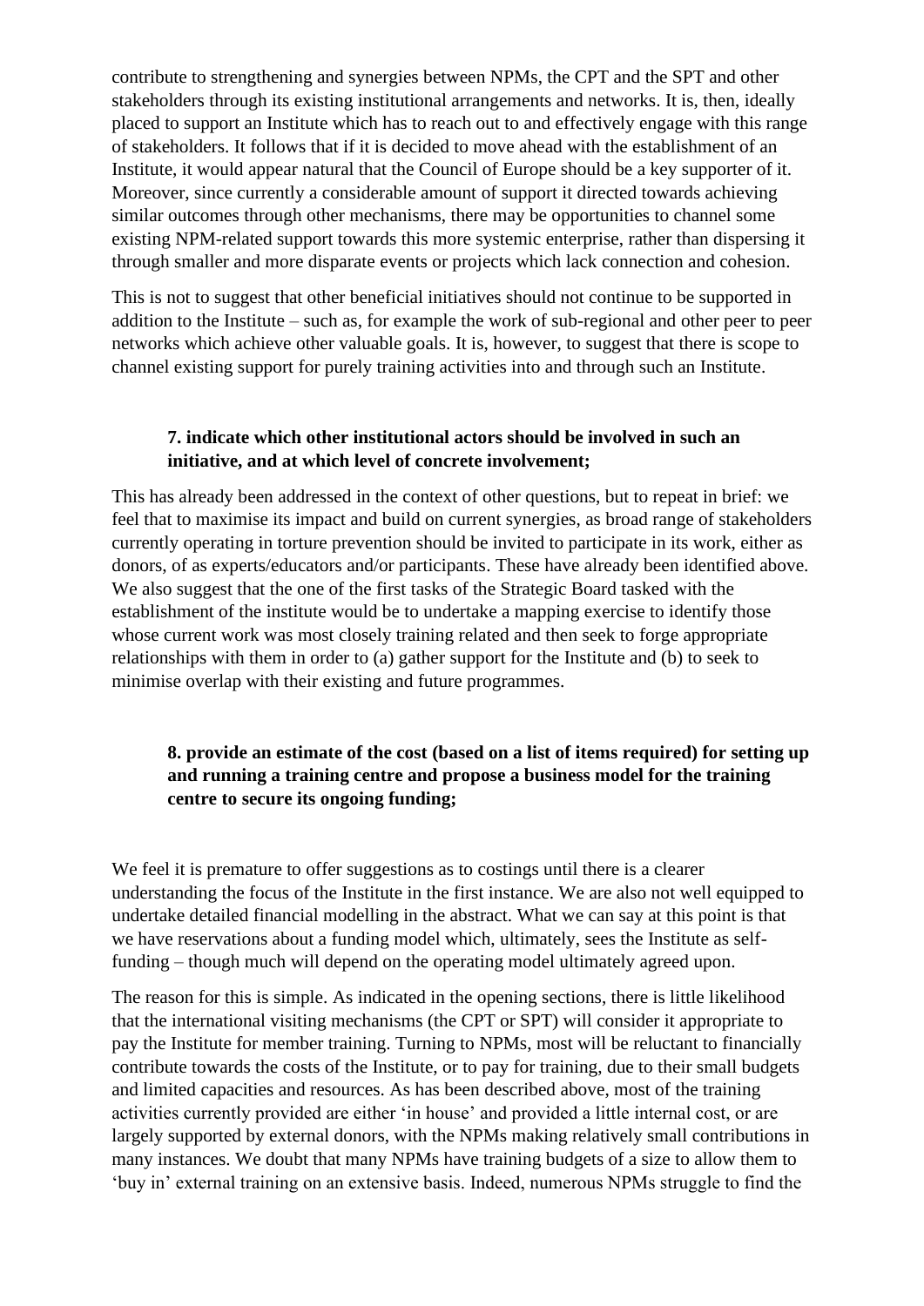contribute to strengthening and synergies between NPMs, the CPT and the SPT and other stakeholders through its existing institutional arrangements and networks. It is, then, ideally placed to support an Institute which has to reach out to and effectively engage with this range of stakeholders. It follows that if it is decided to move ahead with the establishment of an Institute, it would appear natural that the Council of Europe should be a key supporter of it. Moreover, since currently a considerable amount of support it directed towards achieving similar outcomes through other mechanisms, there may be opportunities to channel some existing NPM-related support towards this more systemic enterprise, rather than dispersing it through smaller and more disparate events or projects which lack connection and cohesion.

This is not to suggest that other beneficial initiatives should not continue to be supported in addition to the Institute – such as, for example the work of sub-regional and other peer to peer networks which achieve other valuable goals. It is, however, to suggest that there is scope to channel existing support for purely training activities into and through such an Institute.

**7. indicate which other institutional actors should be involved in such an initiative, and at which level of concrete involvement;**

This has already been addressed in the context of other questions, but to repeat in brief: we feel that to maximise its impact and build on current synergies, as broad range of stakeholders currently operating in torture prevention should be invited to participate in its work, either as donors, of as experts/educators and/or participants. These have already been identified above. We also suggest that the one of the first tasks of the Strategic Board tasked with the establishment of the institute would be to undertake a mapping exercise to identify those whose current work was most closely training related and then seek to forge appropriate relationships with them in order to (a) gather support for the Institute and (b) to seek to minimise overlap with their existing and future programmes.

**8. provide an estimate of the cost (based on a list of items required) for setting up and running a training centre and propose a business model for the training centre to secure its ongoing funding;**

We feel it is premature to offer suggestions as to costings until there is a clearer understanding the focus of the Institute in the first instance. We are also not well equipped to undertake detailed financial modelling in the abstract. What we can say at this point is that we have reservations about a funding model which, ultimately, sees the Institute as self-funding – though much will depend on the operating model ultimately agreed upon.

The reason for this is simple. As indicated in the opening sections, there is little likelihood that the international visiting mechanisms (the CPT or SPT) will consider it appropriate to pay the Institute for member training. Turning to NPMs, most will be reluctant to financially contribute towards the costs of the Institute, or to pay for training, due to their small budgets and limited capacities and resources. As has been described above, most of the training activities currently provided are either 'in house' and provided a little internal cost, or are largely supported by external donors, with the NPMs making relatively small contributions in many instances. We doubt that many NPMs have training budgets of a size to allow them to 'buy in' external training on an extensive basis. Indeed, numerous NPMs struggle to find the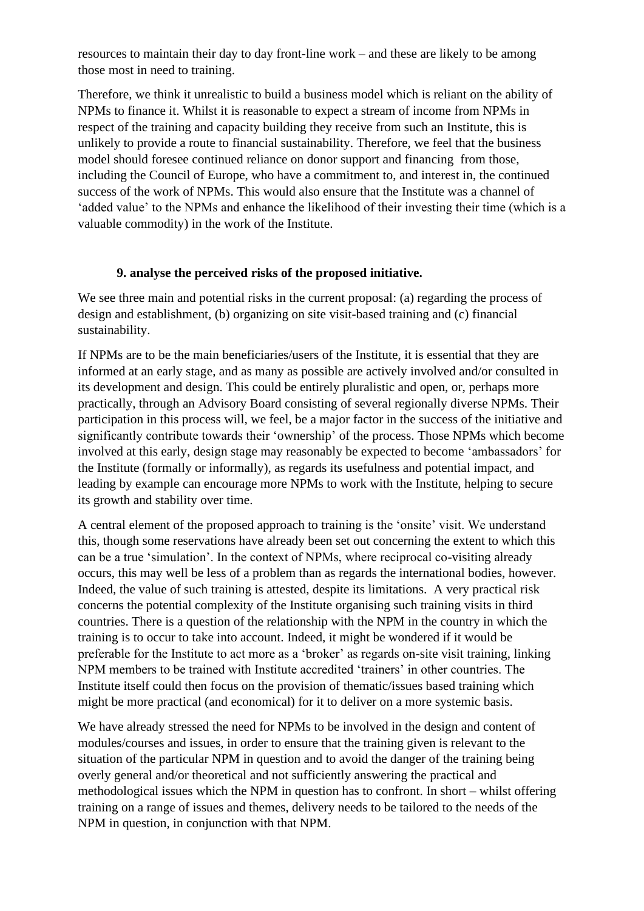resources to maintain their day to day front-line work – and these are likely to be among those most in need to training.

Therefore, we think it unrealistic to build a business model which is reliant on the ability of NPMs to finance it. Whilst it is reasonable to expect a stream of income from NPMs in respect of the training and capacity building they receive from such an Institute, this is unlikely to provide a route to financial sustainability. Therefore, we feel that the business model should foresee continued reliance on donor support and financing from those, including the Council of Europe, who have a commitment to, and interest in, the continued success of the work of NPMs. This would also ensure that the Institute was a channel of 'added value' to the NPMs and enhance the likelihood of their investing their time (which is a valuable commodity) in the work of the Institute.

**9. analyse the perceived risks of the proposed initiative.**

We see three main and potential risks in the current proposal: (a) regarding the process of design and establishment, (b) organizing on site visit-based training and (c) financial sustainability.

If NPMs are to be the main beneficiaries/users of the Institute, it is essential that they are informed at an early stage, and as many as possible are actively involved and/or consulted in its development and design. This could be entirely pluralistic and open, or, perhaps more practically, through an Advisory Board consisting of several regionally diverse NPMs. Their participation in this process will, we feel, be a major factor in the success of the initiative and significantly contribute towards their 'ownership' of the process. Those NPMs which become involved at this early, design stage may reasonably be expected to become 'ambassadors' for the Institute (formally or informally), as regards its usefulness and potential impact, and leading by example can encourage more NPMs to work with the Institute, helping to secure its growth and stability over time.

A central element of the proposed approach to training is the 'onsite' visit. We understand this, though some reservations have already been set out concerning the extent to which this can be a true 'simulation'. In the context of NPMs, where reciprocal co-visiting already occurs, this may well be less of a problem than as regards the international bodies, however. Indeed, the value of such training is attested, despite its limitations. A very practical risk concerns the potential complexity of the Institute organising such training visits in third countries. There is a question of the relationship with the NPM in the country in which the training is to occur to take into account. Indeed, it might be wondered if it would be preferable for the Institute to act more as a 'broker' as regards on-site visit training, linking NPM members to be trained with Institute accredited 'trainers' in other countries. The Institute itself could then focus on the provision of thematic/issues based training which might be more practical (and economical) for it to deliver on a more systemic basis.

We have already stressed the need for NPMs to be involved in the design and content of modules/courses and issues, in order to ensure that the training given is relevant to the situation of the particular NPM in question and to avoid the danger of the training being overly general and/or theoretical and not sufficiently answering the practical and methodological issues which the NPM in question has to confront. In short – whilst offering training on a range of issues and themes, delivery needs to be tailored to the needs of the NPM in question, in conjunction with that NPM.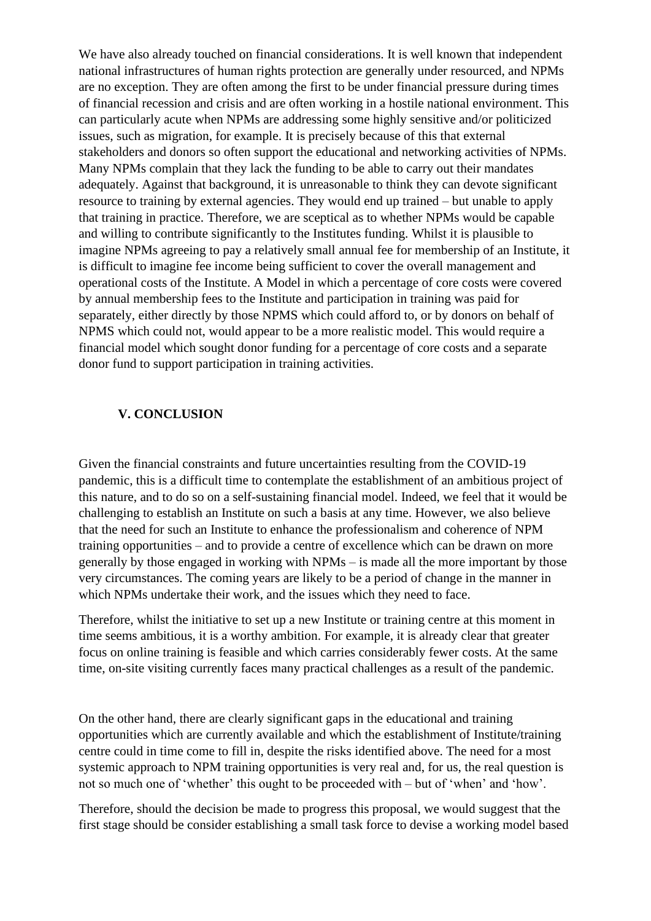We have also already touched on financial considerations. It is well known that independent national infrastructures of human rights protection are generally under resourced, and NPMs are no exception. They are often among the first to be under financial pressure during times of financial recession and crisis and are often working in a hostile national environment. This can particularly acute when NPMs are addressing some highly sensitive and/or politicized issues, such as migration, for example. It is precisely because of this that external stakeholders and donors so often support the educational and networking activities of NPMs. Many NPMs complain that they lack the funding to be able to carry out their mandates adequately. Against that background, it is unreasonable to think they can devote significant resource to training by external agencies. They would end up trained – but unable to apply that training in practice. Therefore, we are sceptical as to whether NPMs would be capable and willing to contribute significantly to the Institutes funding. Whilst it is plausible to imagine NPMs agreeing to pay a relatively small annual fee for membership of an Institute, it is difficult to imagine fee income being sufficient to cover the overall management and operational costs of the Institute. A Model in which a percentage of core costs were covered by annual membership fees to the Institute and participation in training was paid for separately, either directly by those NPMS which could afford to, or by donors on behalf of NPMS which could not, would appear to be a more realistic model. This would require a financial model which sought donor funding for a percentage of core costs and a separate donor fund to support participation in training activities.

## V. CONCLUSION

Given the financial constraints and future uncertainties resulting from the COVID-19 pandemic, this is a difficult time to contemplate the establishment of an ambitious project of this nature, and to do so on a self-sustaining financial model. Indeed, we feel that it would be challenging to establish an Institute on such a basis at any time. However, we also believe that the need for such an Institute to enhance the professionalism and coherence of NPM training opportunities – and to provide a centre of excellence which can be drawn on more generally by those engaged in working with NPMs – is made all the more important by those very circumstances. The coming years are likely to be a period of change in the manner in which NPMs undertake their work, and the issues which they need to face.

Therefore, whilst the initiative to set up a new Institute or training centre at this moment in time seems ambitious, it is a worthy ambition. For example, it is already clear that greater focus on online training is feasible and which carries considerably fewer costs. At the same time, on-site visiting currently faces many practical challenges as a result of the pandemic.

On the other hand, there are clearly significant gaps in the educational and training opportunities which are currently available and which the establishment of Institute/training centre could in time come to fill in, despite the risks identified above. The need for a most systemic approach to NPM training opportunities is very real and, for us, the real question is not so much one of 'whether' this ought to be proceeded with – but of 'when' and 'how'.

Therefore, should the decision be made to progress this proposal, we would suggest that the first stage should be consider establishing a small task force to devise a working model based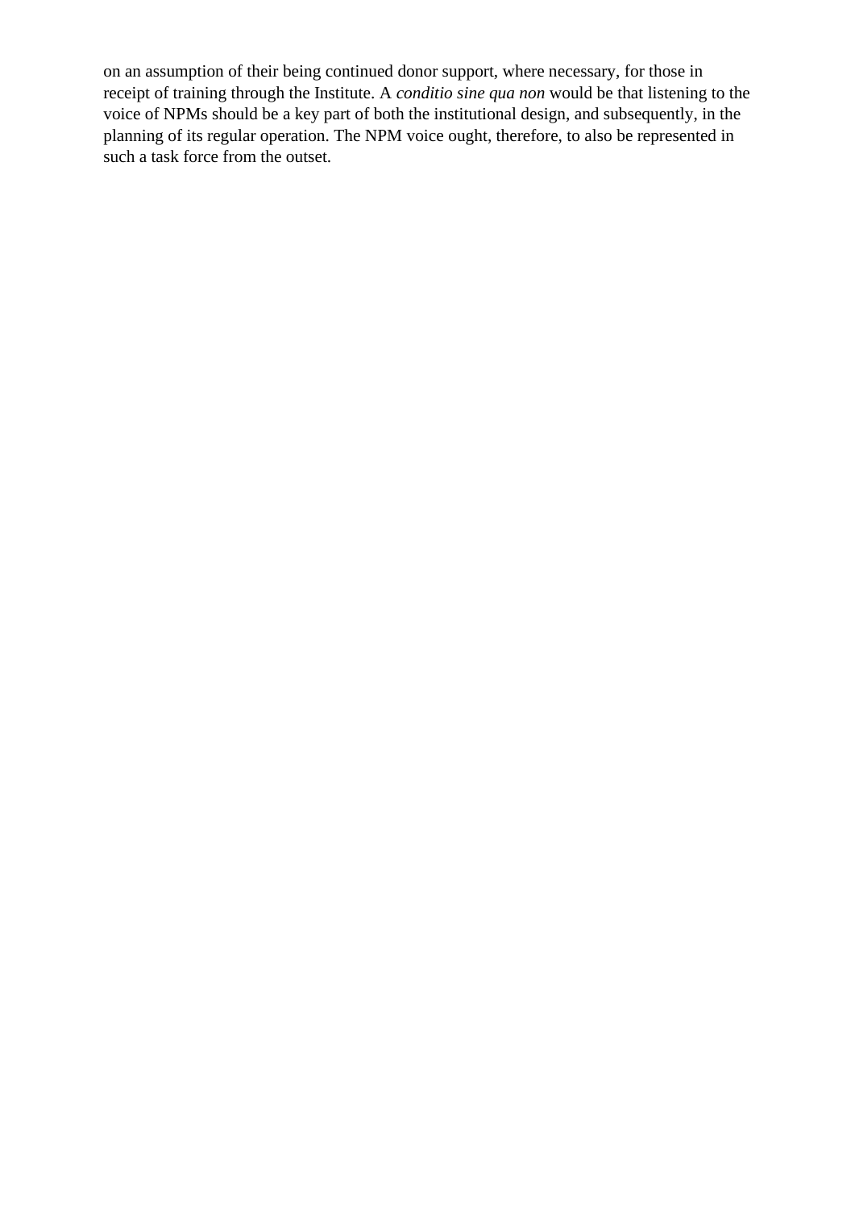on an assumption of their being continued donor support, where necessary, for those in receipt of training through the Institute. A *conditio sine qua non* would be that listening to the voice of NPMs should be a key part of both the institutional design, and subsequently, in the planning of its regular operation. The NPM voice ought, therefore, to also be represented in such a task force from the outset.